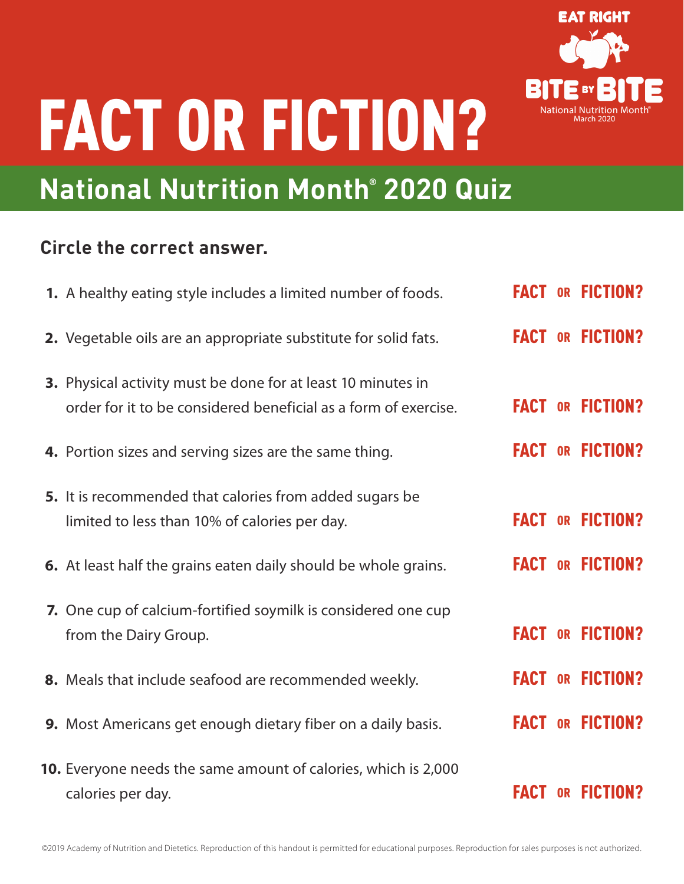EAT RIGHT

BITE BY BITE

National Nutrition Month®
March 2020

# FACT OR FICTION?

## National Nutrition Month® 2020 Quiz

### Circle the correct answer.

1. A healthy eating style includes a limited number of foods. **FACT OR FICTION?**
2. Vegetable oils are an appropriate substitute for solid fats. **FACT OR FICTION?**
3. Physical activity must be done for at least 10 minutes in order for it to be considered beneficial as a form of exercise. **FACT OR FICTION?**
4. Portion sizes and serving sizes are the same thing. **FACT OR FICTION?**
5. It is recommended that calories from added sugars be limited to less than 10% of calories per day. **FACT OR FICTION?**
6. At least half the grains eaten daily should be whole grains. **FACT OR FICTION?**
7. One cup of calcium-fortified soymilk is considered one cup from the Dairy Group. **FACT OR FICTION?**
8. Meals that include seafood are recommended weekly. **FACT OR FICTION?**
9. Most Americans get enough dietary fiber on a daily basis. **FACT OR FICTION?**
10. Everyone needs the same amount of calories, which is 2,000 calories per day. **FACT OR FICTION?**

©2019 Academy of Nutrition and Dietetics. Reproduction of this handout is permitted for educational purposes. Reproduction for sales purposes is not authorized.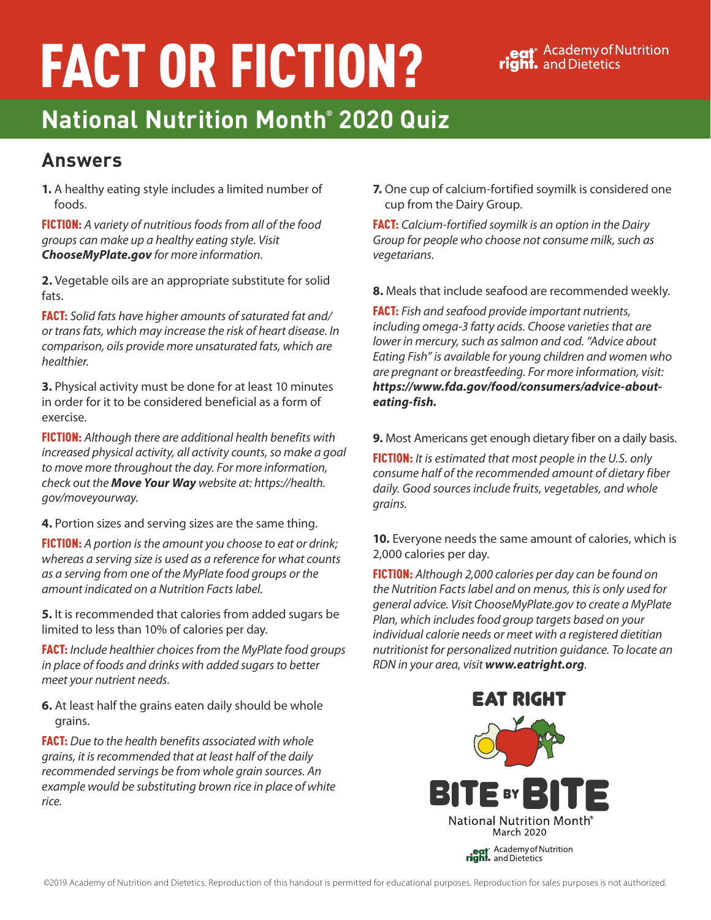# FACT OR FICTION?

Academy of Nutrition and Dietetics

## National Nutrition Month® 2020 Quiz

### Answers

**1.** A healthy eating style includes a limited number of foods.

**FICTION:** *A variety of nutritious foods from all of the food groups can make up a healthy eating style. Visit **ChooseMyPlate.gov** for more information.*

**2.** Vegetable oils are an appropriate substitute for solid fats.

**FACT:** *Solid fats have higher amounts of saturated fat and/or trans fats, which may increase the risk of heart disease. In comparison, oils provide more unsaturated fats, which are healthier.*

**3.** Physical activity must be done for at least 10 minutes in order for it to be considered beneficial as a form of exercise.

**FICTION:** *Although there are additional health benefits with increased physical activity, all activity counts, so make a goal to move more throughout the day. For more information, check out the **Move Your Way** website at: https://health.gov/moveyourway.*

**4.** Portion sizes and serving sizes are the same thing.

**FICTION:** *A portion is the amount you choose to eat or drink; whereas a serving size is used as a reference for what counts as a serving from one of the MyPlate food groups or the amount indicated on a Nutrition Facts label.*

**5.** It is recommended that calories from added sugars be limited to less than 10% of calories per day.

**FACT:** *Include healthier choices from the MyPlate food groups in place of foods and drinks with added sugars to better meet your nutrient needs.*

**6.** At least half the grains eaten daily should be whole grains.

**FACT:** *Due to the health benefits associated with whole grains, it is recommended that at least half of the daily recommended servings be from whole grain sources. An example would be substituting brown rice in place of white rice.*

**7.** One cup of calcium-fortified soymilk is considered one cup from the Dairy Group.

**FACT:** *Calcium-fortified soymilk is an option in the Dairy Group for people who choose not consume milk, such as vegetarians.*

**8.** Meals that include seafood are recommended weekly.

**FACT:** *Fish and seafood provide important nutrients, including omega-3 fatty acids. Choose varieties that are lower in mercury, such as salmon and cod. "Advice about Eating Fish" is available for young children and women who are pregnant or breastfeeding. For more information, visit: **https://www.fda.gov/food/consumers/advice-about-eating-fish.***

**9.** Most Americans get enough dietary fiber on a daily basis.

**FICTION:** *It is estimated that most people in the U.S. only consume half of the recommended amount of dietary fiber daily. Good sources include fruits, vegetables, and whole grains.*

**10.** Everyone needs the same amount of calories, which is 2,000 calories per day.

**FICTION:** *Although 2,000 calories per day can be found on the Nutrition Facts label and on menus, this is only used for general advice. Visit ChooseMyPlate.gov to create a MyPlate Plan, which includes food group targets based on your individual calorie needs or meet with a registered dietitian nutritionist for personalized nutrition guidance. To locate an RDN in your area, visit **www.eatright.org**.*

EAT RIGHT BITE BY BITE

National Nutrition Month®
March 2020

Academy of Nutrition and Dietetics

©2019 Academy of Nutrition and Dietetics. Reproduction of this handout is permitted for educational purposes. Reproduction for sales purposes is not authorized.